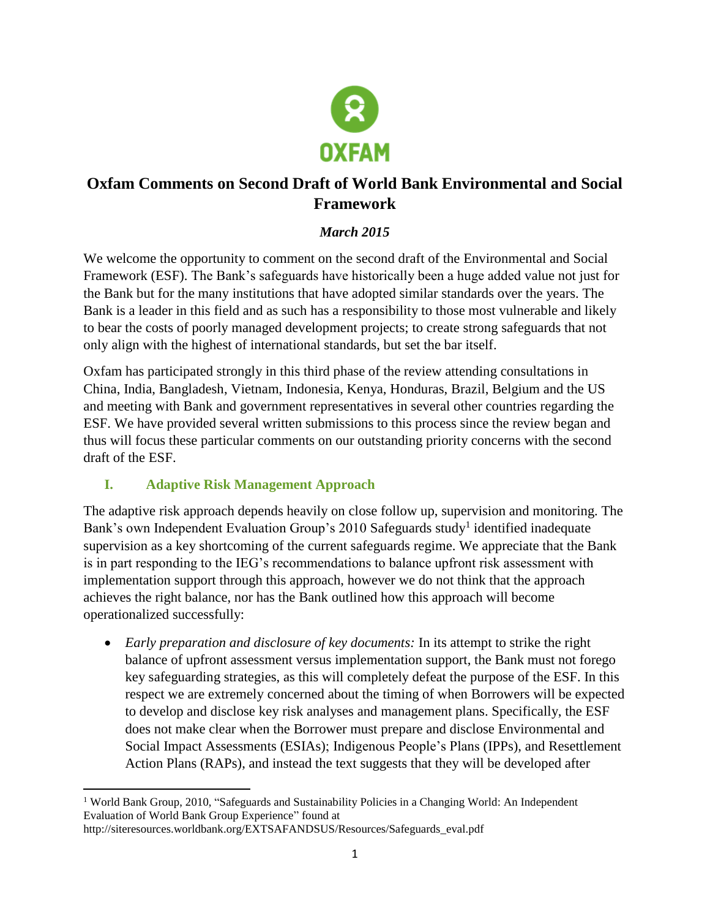# Oxfam Comments on Second Draft of World Bank Environmental and Social Framework

***March 2015***

We welcome the opportunity to comment on the second draft of the Environmental and Social Framework (ESF). The Bank's safeguards have historically been a huge added value not just for the Bank but for the many institutions that have adopted similar standards over the years. The Bank is a leader in this field and as such has a responsibility to those most vulnerable and likely to bear the costs of poorly managed development projects; to create strong safeguards that not only align with the highest of international standards, but set the bar itself.

Oxfam has participated strongly in this third phase of the review attending consultations in China, India, Bangladesh, Vietnam, Indonesia, Kenya, Honduras, Brazil, Belgium and the US and meeting with Bank and government representatives in several other countries regarding the ESF. We have provided several written submissions to this process since the review began and thus will focus these particular comments on our outstanding priority concerns with the second draft of the ESF.

## I. Adaptive Risk Management Approach

The adaptive risk approach depends heavily on close follow up, supervision and monitoring. The Bank's own Independent Evaluation Group's 2010 Safeguards study[1] identified inadequate supervision as a key shortcoming of the current safeguards regime. We appreciate that the Bank is in part responding to the IEG's recommendations to balance upfront risk assessment with implementation support through this approach, however we do not think that the approach achieves the right balance, nor has the Bank outlined how this approach will become operationalized successfully:

- *Early preparation and disclosure of key documents:* In its attempt to strike the right balance of upfront assessment versus implementation support, the Bank must not forego key safeguarding strategies, as this will completely defeat the purpose of the ESF. In this respect we are extremely concerned about the timing of when Borrowers will be expected to develop and disclose key risk analyses and management plans. Specifically, the ESF does not make clear when the Borrower must prepare and disclose Environmental and Social Impact Assessments (ESIAs); Indigenous People's Plans (IPPs), and Resettlement Action Plans (RAPs), and instead the text suggests that they will be developed after

---

[1] World Bank Group, 2010, "Safeguards and Sustainability Policies in a Changing World: An Independent Evaluation of World Bank Group Experience" found at http://siteresources.worldbank.org/EXTSAFANDSUS/Resources/Safeguards_eval.pdf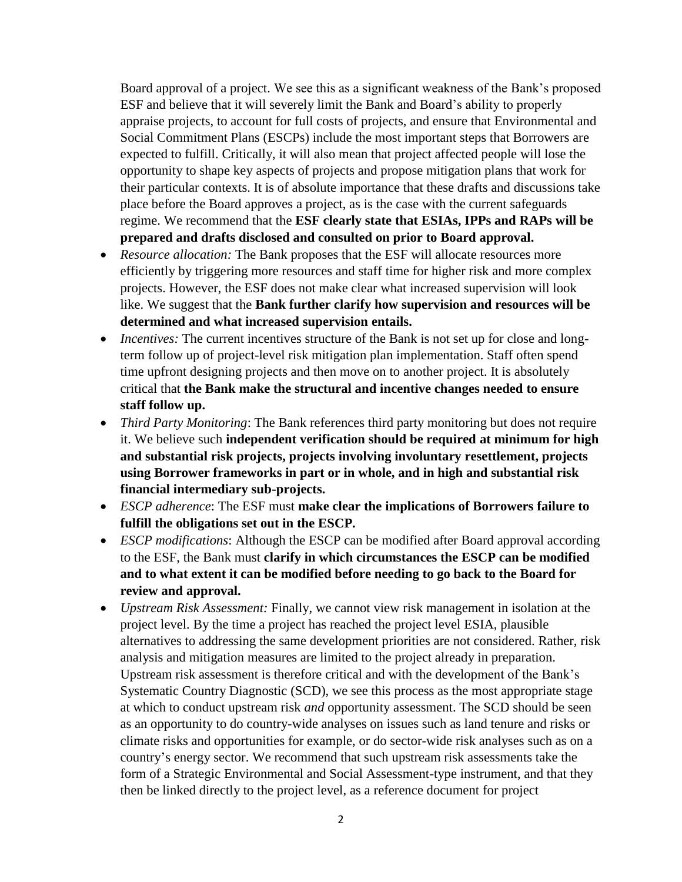Board approval of a project. We see this as a significant weakness of the Bank's proposed ESF and believe that it will severely limit the Bank and Board's ability to properly appraise projects, to account for full costs of projects, and ensure that Environmental and Social Commitment Plans (ESCPs) include the most important steps that Borrowers are expected to fulfill. Critically, it will also mean that project affected people will lose the opportunity to shape key aspects of projects and propose mitigation plans that work for their particular contexts. It is of absolute importance that these drafts and discussions take place before the Board approves a project, as is the case with the current safeguards regime. We recommend that the **ESF clearly state that ESIAs, IPPs and RAPs will be prepared and drafts disclosed and consulted on prior to Board approval.**

- *Resource allocation:* The Bank proposes that the ESF will allocate resources more efficiently by triggering more resources and staff time for higher risk and more complex projects. However, the ESF does not make clear what increased supervision will look like. We suggest that the **Bank further clarify how supervision and resources will be determined and what increased supervision entails.**
- *Incentives:* The current incentives structure of the Bank is not set up for close and long-term follow up of project-level risk mitigation plan implementation. Staff often spend time upfront designing projects and then move on to another project. It is absolutely critical that **the Bank make the structural and incentive changes needed to ensure staff follow up.**
- *Third Party Monitoring*: The Bank references third party monitoring but does not require it. We believe such **independent verification should be required at minimum for high and substantial risk projects, projects involving involuntary resettlement, projects using Borrower frameworks in part or in whole, and in high and substantial risk financial intermediary sub-projects.**
- *ESCP adherence*: The ESF must **make clear the implications of Borrowers failure to fulfill the obligations set out in the ESCP.**
- *ESCP modifications*: Although the ESCP can be modified after Board approval according to the ESF, the Bank must **clarify in which circumstances the ESCP can be modified and to what extent it can be modified before needing to go back to the Board for review and approval.**
- *Upstream Risk Assessment:* Finally, we cannot view risk management in isolation at the project level. By the time a project has reached the project level ESIA, plausible alternatives to addressing the same development priorities are not considered. Rather, risk analysis and mitigation measures are limited to the project already in preparation. Upstream risk assessment is therefore critical and with the development of the Bank's Systematic Country Diagnostic (SCD), we see this process as the most appropriate stage at which to conduct upstream risk *and* opportunity assessment. The SCD should be seen as an opportunity to do country-wide analyses on issues such as land tenure and risks or climate risks and opportunities for example, or do sector-wide risk analyses such as on a country's energy sector. We recommend that such upstream risk assessments take the form of a Strategic Environmental and Social Assessment-type instrument, and that they then be linked directly to the project level, as a reference document for project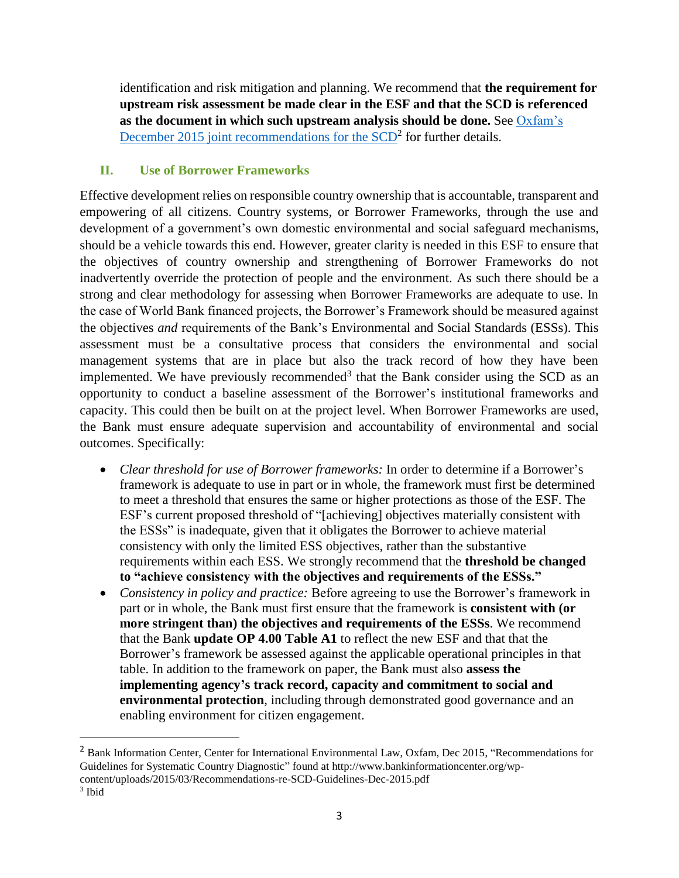identification and risk mitigation and planning. We recommend that **the requirement for upstream risk assessment be made clear in the ESF and that the SCD is referenced as the document in which such upstream analysis should be done.** See Oxfam's December 2015 joint recommendations for the SCD[2] for further details.

## II. Use of Borrower Frameworks

Effective development relies on responsible country ownership that is accountable, transparent and empowering of all citizens. Country systems, or Borrower Frameworks, through the use and development of a government's own domestic environmental and social safeguard mechanisms, should be a vehicle towards this end. However, greater clarity is needed in this ESF to ensure that the objectives of country ownership and strengthening of Borrower Frameworks do not inadvertently override the protection of people and the environment. As such there should be a strong and clear methodology for assessing when Borrower Frameworks are adequate to use. In the case of World Bank financed projects, the Borrower's Framework should be measured against the objectives *and* requirements of the Bank's Environmental and Social Standards (ESSs). This assessment must be a consultative process that considers the environmental and social management systems that are in place but also the track record of how they have been implemented. We have previously recommended[3] that the Bank consider using the SCD as an opportunity to conduct a baseline assessment of the Borrower's institutional frameworks and capacity. This could then be built on at the project level. When Borrower Frameworks are used, the Bank must ensure adequate supervision and accountability of environmental and social outcomes. Specifically:

- *Clear threshold for use of Borrower frameworks:* In order to determine if a Borrower's framework is adequate to use in part or in whole, the framework must first be determined to meet a threshold that ensures the same or higher protections as those of the ESF. The ESF's current proposed threshold of "[achieving] objectives materially consistent with the ESSs" is inadequate, given that it obligates the Borrower to achieve material consistency with only the limited ESS objectives, rather than the substantive requirements within each ESS. We strongly recommend that the **threshold be changed to "achieve consistency with the objectives and requirements of the ESSs."**
- *Consistency in policy and practice:* Before agreeing to use the Borrower's framework in part or in whole, the Bank must first ensure that the framework is **consistent with (or more stringent than) the objectives and requirements of the ESSs**. We recommend that the Bank **update OP 4.00 Table A1** to reflect the new ESF and that that the Borrower's framework be assessed against the applicable operational principles in that table. In addition to the framework on paper, the Bank must also **assess the implementing agency's track record, capacity and commitment to social and environmental protection**, including through demonstrated good governance and an enabling environment for citizen engagement.

---

[2] Bank Information Center, Center for International Environmental Law, Oxfam, Dec 2015, "Recommendations for Guidelines for Systematic Country Diagnostic" found at http://www.bankinformationcenter.org/wp-content/uploads/2015/03/Recommendations-re-SCD-Guidelines-Dec-2015.pdf

[3] Ibid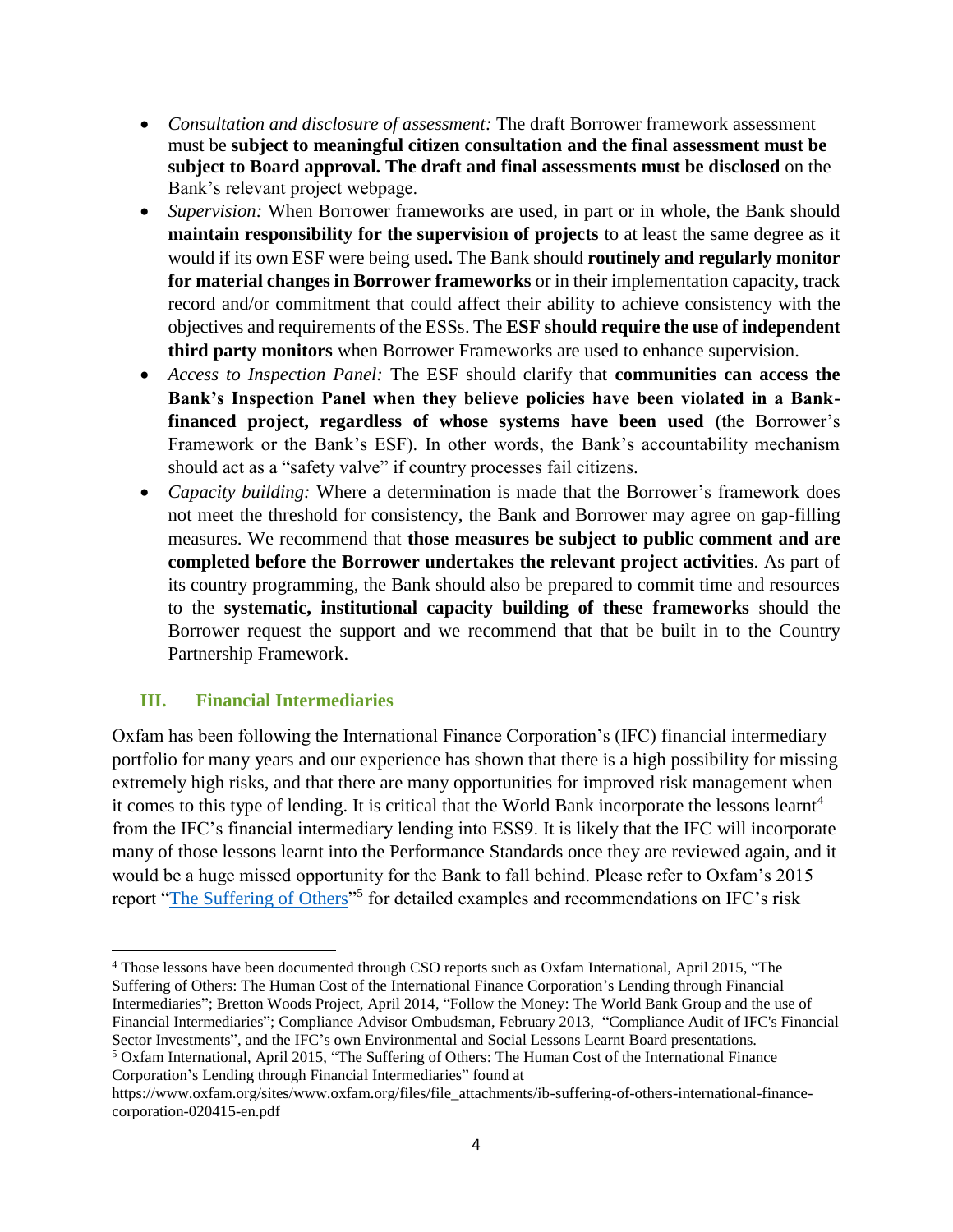- *Consultation and disclosure of assessment:* The draft Borrower framework assessment must be **subject to meaningful citizen consultation and the final assessment must be subject to Board approval. The draft and final assessments must be disclosed** on the Bank's relevant project webpage.
- *Supervision:* When Borrower frameworks are used, in part or in whole, the Bank should **maintain responsibility for the supervision of projects** to at least the same degree as it would if its own ESF were being used**.** The Bank should **routinely and regularly monitor for material changes in Borrower frameworks** or in their implementation capacity, track record and/or commitment that could affect their ability to achieve consistency with the objectives and requirements of the ESSs. The **ESF should require the use of independent third party monitors** when Borrower Frameworks are used to enhance supervision.
- *Access to Inspection Panel:* The ESF should clarify that **communities can access the Bank's Inspection Panel when they believe policies have been violated in a Bank-financed project, regardless of whose systems have been used** (the Borrower's Framework or the Bank's ESF). In other words, the Bank's accountability mechanism should act as a "safety valve" if country processes fail citizens.
- *Capacity building:* Where a determination is made that the Borrower's framework does not meet the threshold for consistency, the Bank and Borrower may agree on gap-filling measures. We recommend that **those measures be subject to public comment and are completed before the Borrower undertakes the relevant project activities**. As part of its country programming, the Bank should also be prepared to commit time and resources to the **systematic, institutional capacity building of these frameworks** should the Borrower request the support and we recommend that that be built in to the Country Partnership Framework.

## III. Financial Intermediaries

Oxfam has been following the International Finance Corporation's (IFC) financial intermediary portfolio for many years and our experience has shown that there is a high possibility for missing extremely high risks, and that there are many opportunities for improved risk management when it comes to this type of lending. It is critical that the World Bank incorporate the lessons learnt[4] from the IFC's financial intermediary lending into ESS9. It is likely that the IFC will incorporate many of those lessons learnt into the Performance Standards once they are reviewed again, and it would be a huge missed opportunity for the Bank to fall behind. Please refer to Oxfam's 2015 report "[The Suffering of Others](https://www.oxfam.org/sites/www.oxfam.org/files/file_attachments/ib-suffering-of-others-international-finance-corporation-020415-en.pdf)"[5] for detailed examples and recommendations on IFC's risk

---

[4] Those lessons have been documented through CSO reports such as Oxfam International, April 2015, "The Suffering of Others: The Human Cost of the International Finance Corporation's Lending through Financial Intermediaries"; Bretton Woods Project, April 2014, "Follow the Money: The World Bank Group and the use of Financial Intermediaries"; Compliance Advisor Ombudsman, February 2013, "Compliance Audit of IFC's Financial Sector Investments", and the IFC's own Environmental and Social Lessons Learnt Board presentations.

[5] Oxfam International, April 2015, "The Suffering of Others: The Human Cost of the International Finance Corporation's Lending through Financial Intermediaries" found at https://www.oxfam.org/sites/www.oxfam.org/files/file_attachments/ib-suffering-of-others-international-finance-corporation-020415-en.pdf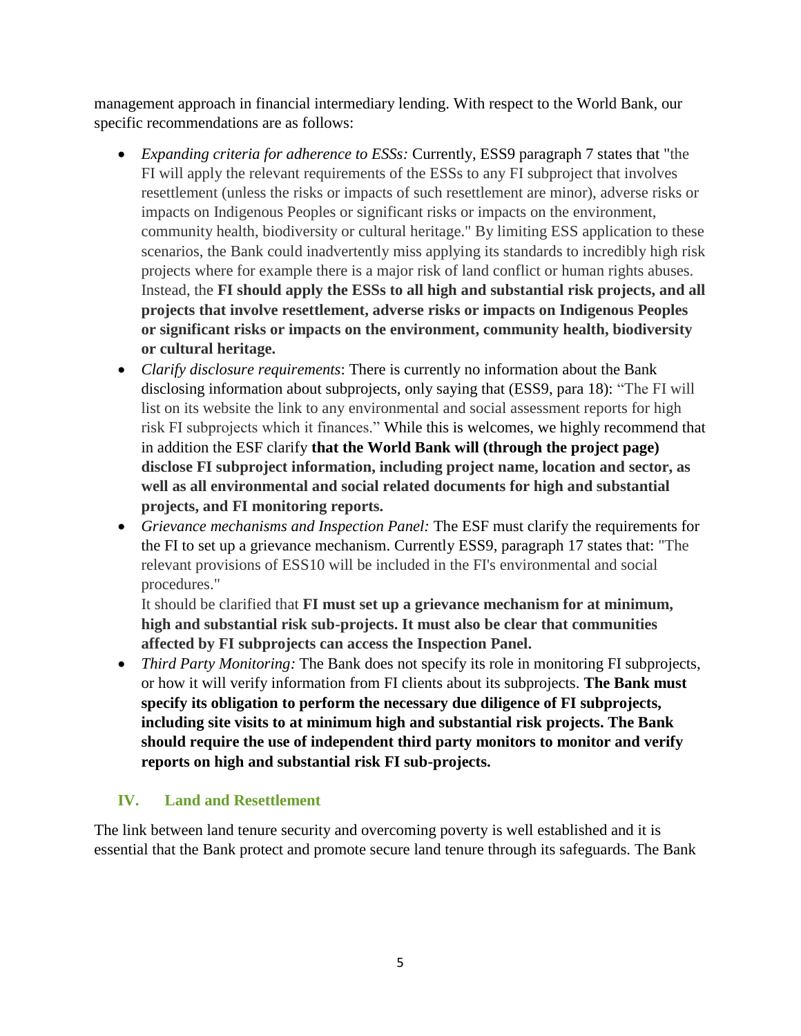management approach in financial intermediary lending. With respect to the World Bank, our specific recommendations are as follows:

- *Expanding criteria for adherence to ESSs:* Currently, ESS9 paragraph 7 states that "the FI will apply the relevant requirements of the ESSs to any FI subproject that involves resettlement (unless the risks or impacts of such resettlement are minor), adverse risks or impacts on Indigenous Peoples or significant risks or impacts on the environment, community health, biodiversity or cultural heritage." By limiting ESS application to these scenarios, the Bank could inadvertently miss applying its standards to incredibly high risk projects where for example there is a major risk of land conflict or human rights abuses. Instead, the **FI should apply the ESSs to all high and substantial risk projects, and all projects that involve resettlement, adverse risks or impacts on Indigenous Peoples or significant risks or impacts on the environment, community health, biodiversity or cultural heritage.**
- *Clarify disclosure requirements*: There is currently no information about the Bank disclosing information about subprojects, only saying that (ESS9, para 18): "The FI will list on its website the link to any environmental and social assessment reports for high risk FI subprojects which it finances." While this is welcomes, we highly recommend that in addition the ESF clarify **that the World Bank will (through the project page) disclose FI subproject information, including project name, location and sector, as well as all environmental and social related documents for high and substantial projects, and FI monitoring reports.**
- *Grievance mechanisms and Inspection Panel:* The ESF must clarify the requirements for the FI to set up a grievance mechanism. Currently ESS9, paragraph 17 states that: "The relevant provisions of ESS10 will be included in the FI's environmental and social procedures."
  It should be clarified that **FI must set up a grievance mechanism for at minimum, high and substantial risk sub-projects. It must also be clear that communities affected by FI subprojects can access the Inspection Panel.**
- *Third Party Monitoring:* The Bank does not specify its role in monitoring FI subprojects, or how it will verify information from FI clients about its subprojects. **The Bank must specify its obligation to perform the necessary due diligence of FI subprojects, including site visits to at minimum high and substantial risk projects. The Bank should require the use of independent third party monitors to monitor and verify reports on high and substantial risk FI sub-projects.**

## IV. Land and Resettlement

The link between land tenure security and overcoming poverty is well established and it is essential that the Bank protect and promote secure land tenure through its safeguards. The Bank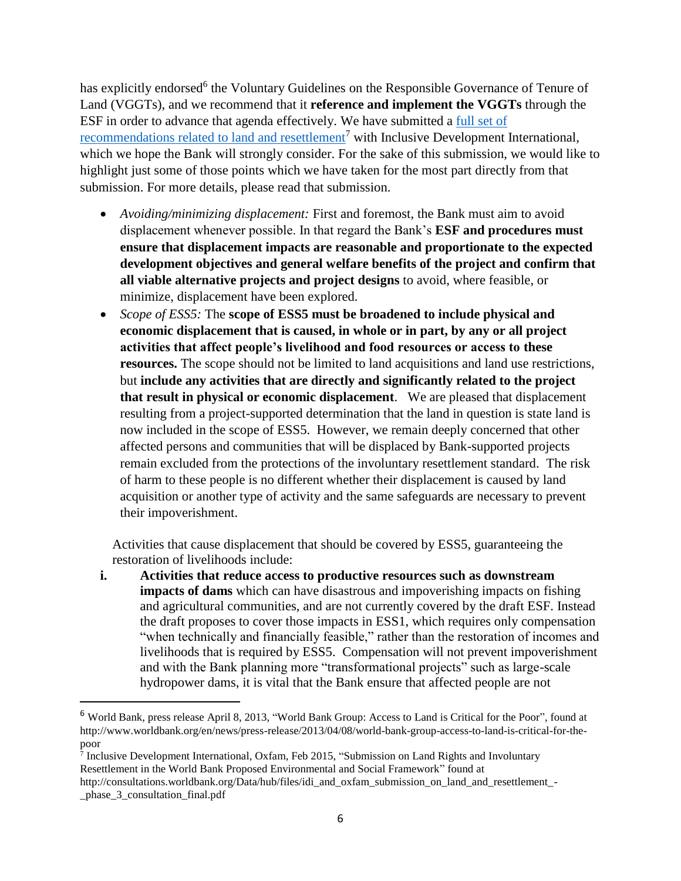has explicitly endorsed[6] the Voluntary Guidelines on the Responsible Governance of Tenure of Land (VGGTs), and we recommend that it **reference and implement the VGGTs** through the ESF in order to advance that agenda effectively. We have submitted a full set of recommendations related to land and resettlement[7] with Inclusive Development International, which we hope the Bank will strongly consider. For the sake of this submission, we would like to highlight just some of those points which we have taken for the most part directly from that submission. For more details, please read that submission.

- *Avoiding/minimizing displacement:* First and foremost, the Bank must aim to avoid displacement whenever possible. In that regard the Bank's **ESF and procedures must ensure that displacement impacts are reasonable and proportionate to the expected development objectives and general welfare benefits of the project and confirm that all viable alternative projects and project designs** to avoid, where feasible, or minimize, displacement have been explored.
- *Scope of ESS5:* The **scope of ESS5 must be broadened to include physical and economic displacement that is caused, in whole or in part, by any or all project activities that affect people's livelihood and food resources or access to these resources.** The scope should not be limited to land acquisitions and land use restrictions, but **include any activities that are directly and significantly related to the project that result in physical or economic displacement**. We are pleased that displacement resulting from a project-supported determination that the land in question is state land is now included in the scope of ESS5. However, we remain deeply concerned that other affected persons and communities that will be displaced by Bank-supported projects remain excluded from the protections of the involuntary resettlement standard. The risk of harm to these people is no different whether their displacement is caused by land acquisition or another type of activity and the same safeguards are necessary to prevent their impoverishment.

  Activities that cause displacement that should be covered by ESS5, guaranteeing the restoration of livelihoods include:

  i. **Activities that reduce access to productive resources such as downstream impacts of dams** which can have disastrous and impoverishing impacts on fishing and agricultural communities, and are not currently covered by the draft ESF. Instead the draft proposes to cover those impacts in ESS1, which requires only compensation "when technically and financially feasible," rather than the restoration of incomes and livelihoods that is required by ESS5. Compensation will not prevent impoverishment and with the Bank planning more "transformational projects" such as large-scale hydropower dams, it is vital that the Bank ensure that affected people are not

---

[6] World Bank, press release April 8, 2013, "World Bank Group: Access to Land is Critical for the Poor", found at http://www.worldbank.org/en/news/press-release/2013/04/08/world-bank-group-access-to-land-is-critical-for-the-poor

[7] Inclusive Development International, Oxfam, Feb 2015, "Submission on Land Rights and Involuntary Resettlement in the World Bank Proposed Environmental and Social Framework" found at http://consultations.worldbank.org/Data/hub/files/idi_and_oxfam_submission_on_land_and_resettlement_-_phase_3_consultation_final.pdf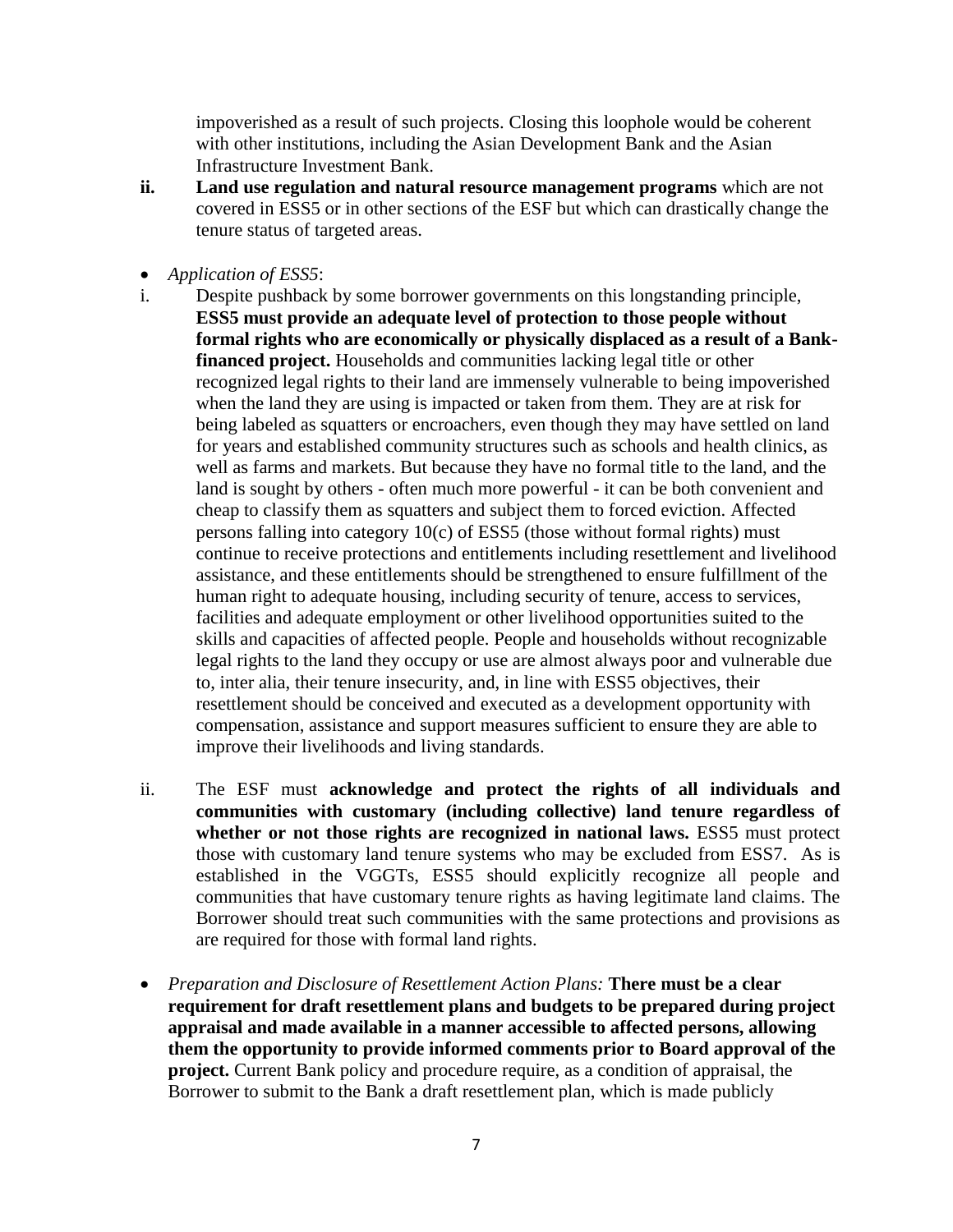impoverished as a result of such projects. Closing this loophole would be coherent with other institutions, including the Asian Development Bank and the Asian Infrastructure Investment Bank.

**ii. Land use regulation and natural resource management programs** which are not covered in ESS5 or in other sections of the ESF but which can drastically change the tenure status of targeted areas.

- *Application of ESS5*:

i. Despite pushback by some borrower governments on this longstanding principle, **ESS5 must provide an adequate level of protection to those people without formal rights who are economically or physically displaced as a result of a Bank-financed project.** Households and communities lacking legal title or other recognized legal rights to their land are immensely vulnerable to being impoverished when the land they are using is impacted or taken from them. They are at risk for being labeled as squatters or encroachers, even though they may have settled on land for years and established community structures such as schools and health clinics, as well as farms and markets. But because they have no formal title to the land, and the land is sought by others - often much more powerful - it can be both convenient and cheap to classify them as squatters and subject them to forced eviction. Affected persons falling into category 10(c) of ESS5 (those without formal rights) must continue to receive protections and entitlements including resettlement and livelihood assistance, and these entitlements should be strengthened to ensure fulfillment of the human right to adequate housing, including security of tenure, access to services, facilities and adequate employment or other livelihood opportunities suited to the skills and capacities of affected people. People and households without recognizable legal rights to the land they occupy or use are almost always poor and vulnerable due to, inter alia, their tenure insecurity, and, in line with ESS5 objectives, their resettlement should be conceived and executed as a development opportunity with compensation, assistance and support measures sufficient to ensure they are able to improve their livelihoods and living standards.

ii. The ESF must **acknowledge and protect the rights of all individuals and communities with customary (including collective) land tenure regardless of whether or not those rights are recognized in national laws.** ESS5 must protect those with customary land tenure systems who may be excluded from ESS7. As is established in the VGGTs, ESS5 should explicitly recognize all people and communities that have customary tenure rights as having legitimate land claims. The Borrower should treat such communities with the same protections and provisions as are required for those with formal land rights.

- *Preparation and Disclosure of Resettlement Action Plans:* **There must be a clear requirement for draft resettlement plans and budgets to be prepared during project appraisal and made available in a manner accessible to affected persons, allowing them the opportunity to provide informed comments prior to Board approval of the project.** Current Bank policy and procedure require, as a condition of appraisal, the Borrower to submit to the Bank a draft resettlement plan, which is made publicly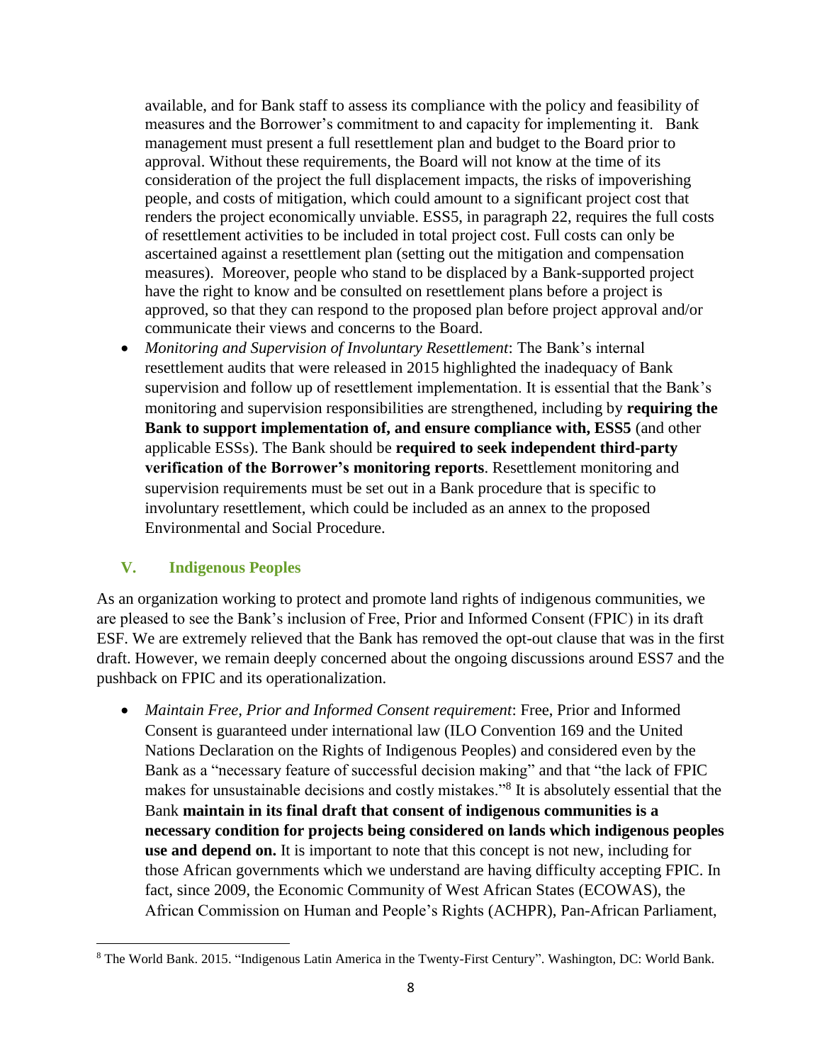available, and for Bank staff to assess its compliance with the policy and feasibility of measures and the Borrower's commitment to and capacity for implementing it. Bank management must present a full resettlement plan and budget to the Board prior to approval. Without these requirements, the Board will not know at the time of its consideration of the project the full displacement impacts, the risks of impoverishing people, and costs of mitigation, which could amount to a significant project cost that renders the project economically unviable. ESS5, in paragraph 22, requires the full costs of resettlement activities to be included in total project cost. Full costs can only be ascertained against a resettlement plan (setting out the mitigation and compensation measures). Moreover, people who stand to be displaced by a Bank-supported project have the right to know and be consulted on resettlement plans before a project is approved, so that they can respond to the proposed plan before project approval and/or communicate their views and concerns to the Board.

- *Monitoring and Supervision of Involuntary Resettlement*: The Bank's internal resettlement audits that were released in 2015 highlighted the inadequacy of Bank supervision and follow up of resettlement implementation. It is essential that the Bank's monitoring and supervision responsibilities are strengthened, including by **requiring the Bank to support implementation of, and ensure compliance with, ESS5** (and other applicable ESSs). The Bank should be **required to seek independent third-party verification of the Borrower's monitoring reports**. Resettlement monitoring and supervision requirements must be set out in a Bank procedure that is specific to involuntary resettlement, which could be included as an annex to the proposed Environmental and Social Procedure.

## V. Indigenous Peoples

As an organization working to protect and promote land rights of indigenous communities, we are pleased to see the Bank's inclusion of Free, Prior and Informed Consent (FPIC) in its draft ESF. We are extremely relieved that the Bank has removed the opt-out clause that was in the first draft. However, we remain deeply concerned about the ongoing discussions around ESS7 and the pushback on FPIC and its operationalization.

- *Maintain Free, Prior and Informed Consent requirement*: Free, Prior and Informed Consent is guaranteed under international law (ILO Convention 169 and the United Nations Declaration on the Rights of Indigenous Peoples) and considered even by the Bank as a "necessary feature of successful decision making" and that "the lack of FPIC makes for unsustainable decisions and costly mistakes."[8] It is absolutely essential that the Bank **maintain in its final draft that consent of indigenous communities is a necessary condition for projects being considered on lands which indigenous peoples use and depend on.** It is important to note that this concept is not new, including for those African governments which we understand are having difficulty accepting FPIC. In fact, since 2009, the Economic Community of West African States (ECOWAS), the African Commission on Human and People's Rights (ACHPR), Pan-African Parliament,

[8] The World Bank. 2015. "Indigenous Latin America in the Twenty-First Century". Washington, DC: World Bank.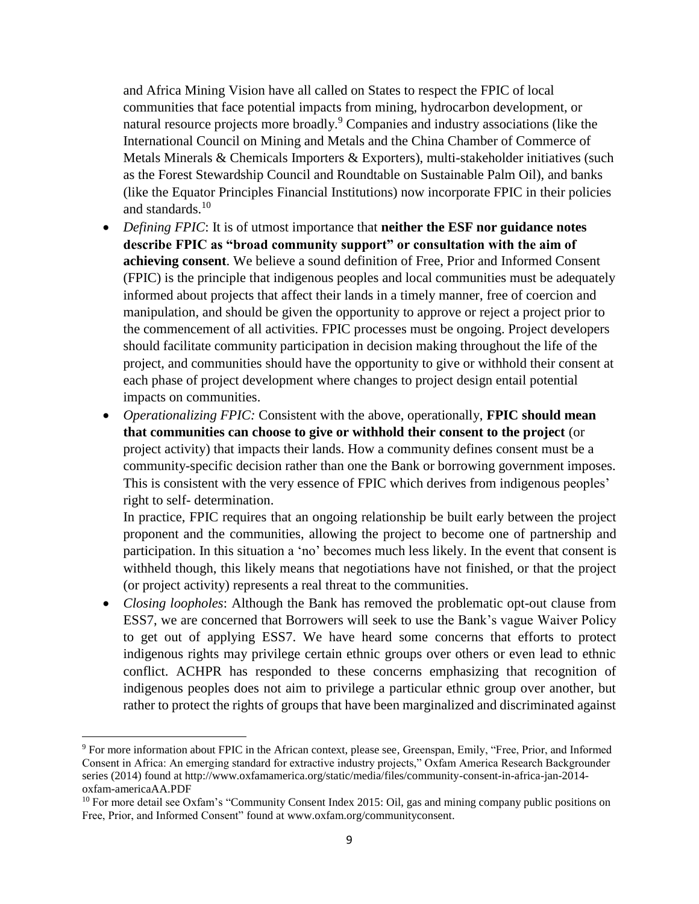and Africa Mining Vision have all called on States to respect the FPIC of local communities that face potential impacts from mining, hydrocarbon development, or natural resource projects more broadly.[9] Companies and industry associations (like the International Council on Mining and Metals and the China Chamber of Commerce of Metals Minerals & Chemicals Importers & Exporters), multi-stakeholder initiatives (such as the Forest Stewardship Council and Roundtable on Sustainable Palm Oil), and banks (like the Equator Principles Financial Institutions) now incorporate FPIC in their policies and standards.[10]

- *Defining FPIC*: It is of utmost importance that **neither the ESF nor guidance notes describe FPIC as "broad community support" or consultation with the aim of achieving consent**. We believe a sound definition of Free, Prior and Informed Consent (FPIC) is the principle that indigenous peoples and local communities must be adequately informed about projects that affect their lands in a timely manner, free of coercion and manipulation, and should be given the opportunity to approve or reject a project prior to the commencement of all activities. FPIC processes must be ongoing. Project developers should facilitate community participation in decision making throughout the life of the project, and communities should have the opportunity to give or withhold their consent at each phase of project development where changes to project design entail potential impacts on communities.
- *Operationalizing FPIC:* Consistent with the above, operationally, **FPIC should mean that communities can choose to give or withhold their consent to the project** (or project activity) that impacts their lands. How a community defines consent must be a community-specific decision rather than one the Bank or borrowing government imposes. This is consistent with the very essence of FPIC which derives from indigenous peoples' right to self- determination.

  In practice, FPIC requires that an ongoing relationship be built early between the project proponent and the communities, allowing the project to become one of partnership and participation. In this situation a 'no' becomes much less likely. In the event that consent is withheld though, this likely means that negotiations have not finished, or that the project (or project activity) represents a real threat to the communities.
- *Closing loopholes*: Although the Bank has removed the problematic opt-out clause from ESS7, we are concerned that Borrowers will seek to use the Bank's vague Waiver Policy to get out of applying ESS7. We have heard some concerns that efforts to protect indigenous rights may privilege certain ethnic groups over others or even lead to ethnic conflict. ACHPR has responded to these concerns emphasizing that recognition of indigenous peoples does not aim to privilege a particular ethnic group over another, but rather to protect the rights of groups that have been marginalized and discriminated against

---

[9] For more information about FPIC in the African context, please see, Greenspan, Emily, "Free, Prior, and Informed Consent in Africa: An emerging standard for extractive industry projects," Oxfam America Research Backgrounder series (2014) found at http://www.oxfamamerica.org/static/media/files/community-consent-in-africa-jan-2014-oxfam-americaAA.PDF

[10] For more detail see Oxfam's "Community Consent Index 2015: Oil, gas and mining company public positions on Free, Prior, and Informed Consent" found at www.oxfam.org/communityconsent.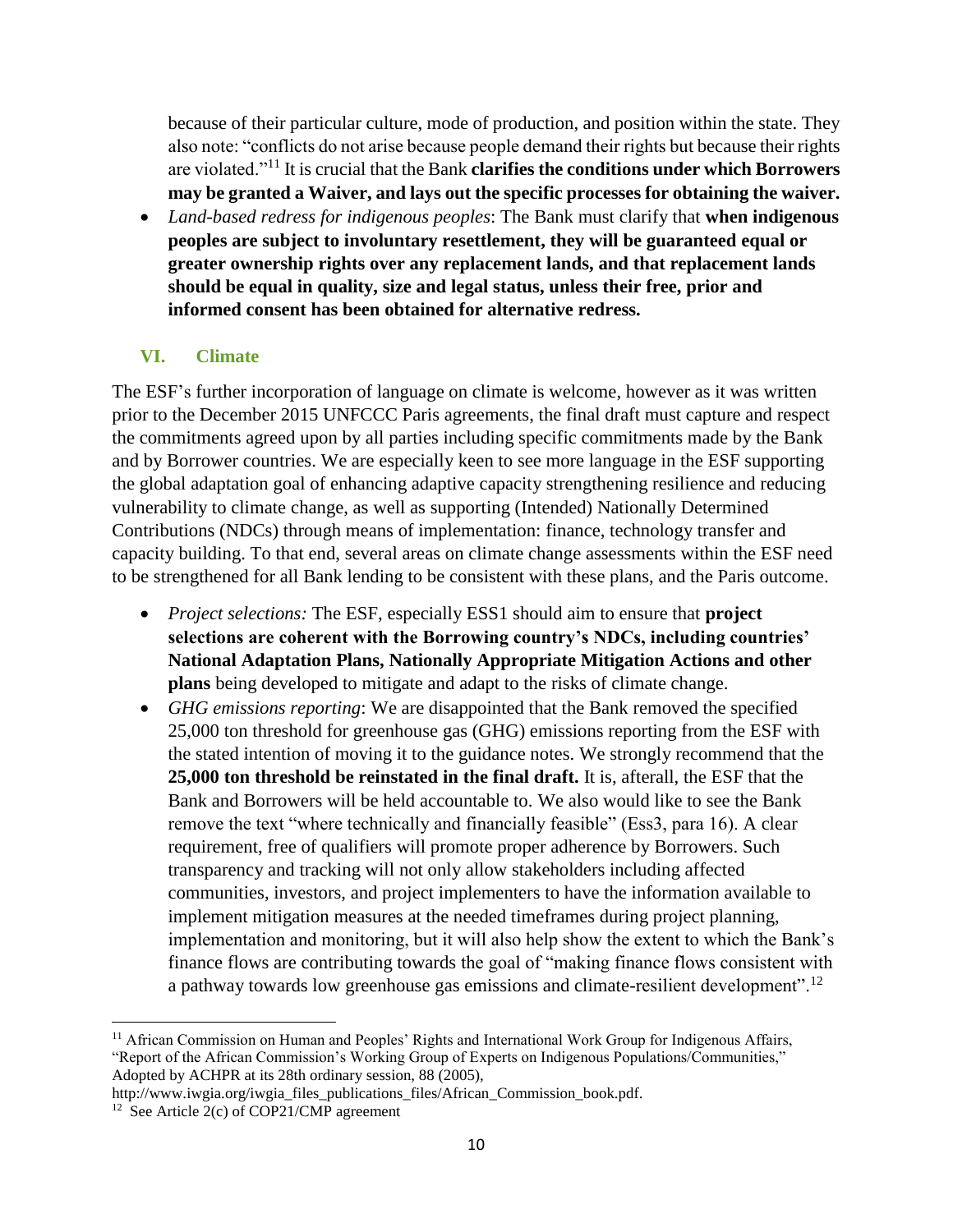because of their particular culture, mode of production, and position within the state. They also note: "conflicts do not arise because people demand their rights but because their rights are violated."[11] It is crucial that the Bank **clarifies the conditions under which Borrowers may be granted a Waiver, and lays out the specific processes for obtaining the waiver.**

- *Land-based redress for indigenous peoples*: The Bank must clarify that **when indigenous peoples are subject to involuntary resettlement, they will be guaranteed equal or greater ownership rights over any replacement lands, and that replacement lands should be equal in quality, size and legal status, unless their free, prior and informed consent has been obtained for alternative redress.**

## VI. Climate

The ESF's further incorporation of language on climate is welcome, however as it was written prior to the December 2015 UNFCCC Paris agreements, the final draft must capture and respect the commitments agreed upon by all parties including specific commitments made by the Bank and by Borrower countries. We are especially keen to see more language in the ESF supporting the global adaptation goal of enhancing adaptive capacity strengthening resilience and reducing vulnerability to climate change, as well as supporting (Intended) Nationally Determined Contributions (NDCs) through means of implementation: finance, technology transfer and capacity building. To that end, several areas on climate change assessments within the ESF need to be strengthened for all Bank lending to be consistent with these plans, and the Paris outcome.

- *Project selections:* The ESF, especially ESS1 should aim to ensure that **project selections are coherent with the Borrowing country's NDCs, including countries' National Adaptation Plans, Nationally Appropriate Mitigation Actions and other plans** being developed to mitigate and adapt to the risks of climate change.
- *GHG emissions reporting*: We are disappointed that the Bank removed the specified 25,000 ton threshold for greenhouse gas (GHG) emissions reporting from the ESF with the stated intention of moving it to the guidance notes. We strongly recommend that the **25,000 ton threshold be reinstated in the final draft.** It is, afterall, the ESF that the Bank and Borrowers will be held accountable to. We also would like to see the Bank remove the text "where technically and financially feasible" (Ess3, para 16). A clear requirement, free of qualifiers will promote proper adherence by Borrowers. Such transparency and tracking will not only allow stakeholders including affected communities, investors, and project implementers to have the information available to implement mitigation measures at the needed timeframes during project planning, implementation and monitoring, but it will also help show the extent to which the Bank's finance flows are contributing towards the goal of "making finance flows consistent with a pathway towards low greenhouse gas emissions and climate-resilient development".[12]

---

[11] African Commission on Human and Peoples' Rights and International Work Group for Indigenous Affairs, "Report of the African Commission's Working Group of Experts on Indigenous Populations/Communities," Adopted by ACHPR at its 28th ordinary session, 88 (2005), http://www.iwgia.org/iwgia_files_publications_files/African_Commission_book.pdf.

[12] See Article 2(c) of COP21/CMP agreement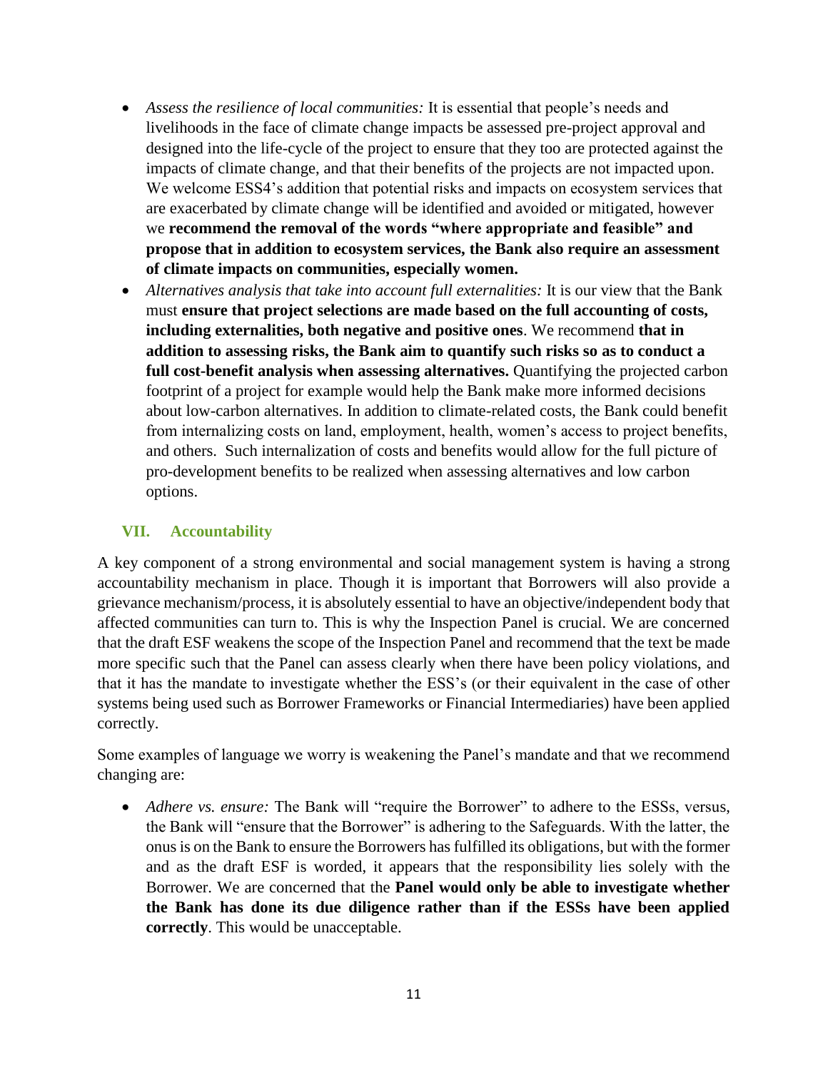- *Assess the resilience of local communities:* It is essential that people's needs and livelihoods in the face of climate change impacts be assessed pre-project approval and designed into the life-cycle of the project to ensure that they too are protected against the impacts of climate change, and that their benefits of the projects are not impacted upon. We welcome ESS4's addition that potential risks and impacts on ecosystem services that are exacerbated by climate change will be identified and avoided or mitigated, however we **recommend the removal of the words "where appropriate and feasible" and propose that in addition to ecosystem services, the Bank also require an assessment of climate impacts on communities, especially women.**
- *Alternatives analysis that take into account full externalities:* It is our view that the Bank must **ensure that project selections are made based on the full accounting of costs, including externalities, both negative and positive ones**. We recommend **that in addition to assessing risks, the Bank aim to quantify such risks so as to conduct a full cost-benefit analysis when assessing alternatives.** Quantifying the projected carbon footprint of a project for example would help the Bank make more informed decisions about low-carbon alternatives. In addition to climate-related costs, the Bank could benefit from internalizing costs on land, employment, health, women's access to project benefits, and others. Such internalization of costs and benefits would allow for the full picture of pro-development benefits to be realized when assessing alternatives and low carbon options.

## VII. Accountability

A key component of a strong environmental and social management system is having a strong accountability mechanism in place. Though it is important that Borrowers will also provide a grievance mechanism/process, it is absolutely essential to have an objective/independent body that affected communities can turn to. This is why the Inspection Panel is crucial. We are concerned that the draft ESF weakens the scope of the Inspection Panel and recommend that the text be made more specific such that the Panel can assess clearly when there have been policy violations, and that it has the mandate to investigate whether the ESS's (or their equivalent in the case of other systems being used such as Borrower Frameworks or Financial Intermediaries) have been applied correctly.

Some examples of language we worry is weakening the Panel's mandate and that we recommend changing are:

- *Adhere vs. ensure:* The Bank will "require the Borrower" to adhere to the ESSs, versus, the Bank will "ensure that the Borrower" is adhering to the Safeguards. With the latter, the onus is on the Bank to ensure the Borrowers has fulfilled its obligations, but with the former and as the draft ESF is worded, it appears that the responsibility lies solely with the Borrower. We are concerned that the **Panel would only be able to investigate whether the Bank has done its due diligence rather than if the ESSs have been applied correctly**. This would be unacceptable.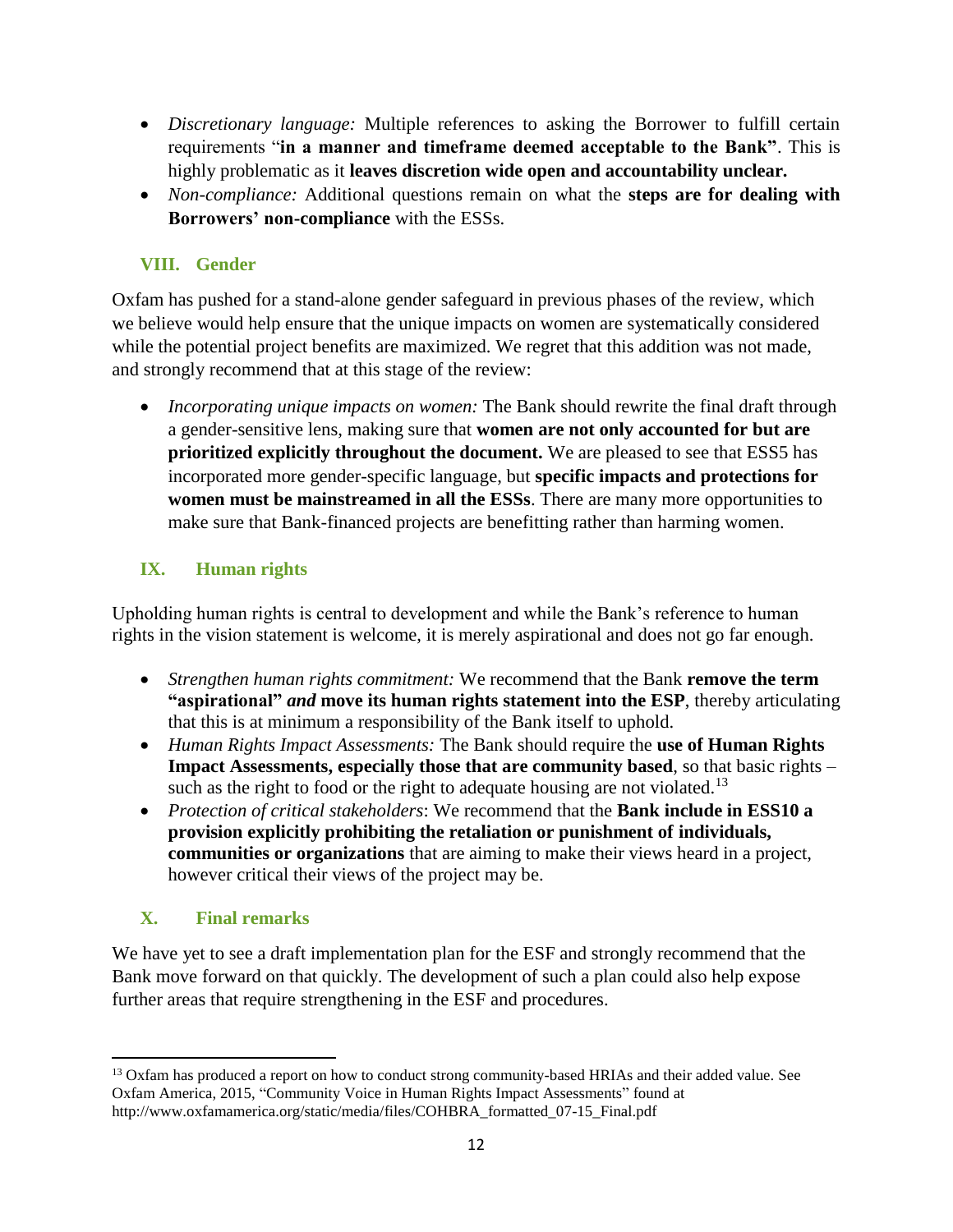- *Discretionary language:* Multiple references to asking the Borrower to fulfill certain requirements "**in a manner and timeframe deemed acceptable to the Bank"**. This is highly problematic as it **leaves discretion wide open and accountability unclear.**
- *Non-compliance:* Additional questions remain on what the **steps are for dealing with Borrowers' non-compliance** with the ESSs.

## VIII. Gender

Oxfam has pushed for a stand-alone gender safeguard in previous phases of the review, which we believe would help ensure that the unique impacts on women are systematically considered while the potential project benefits are maximized. We regret that this addition was not made, and strongly recommend that at this stage of the review:

- *Incorporating unique impacts on women:* The Bank should rewrite the final draft through a gender-sensitive lens, making sure that **women are not only accounted for but are prioritized explicitly throughout the document.** We are pleased to see that ESS5 has incorporated more gender-specific language, but **specific impacts and protections for women must be mainstreamed in all the ESSs**. There are many more opportunities to make sure that Bank-financed projects are benefitting rather than harming women.

## IX. Human rights

Upholding human rights is central to development and while the Bank's reference to human rights in the vision statement is welcome, it is merely aspirational and does not go far enough.

- *Strengthen human rights commitment:* We recommend that the Bank **remove the term "aspirational"** ***and*** **move its human rights statement into the ESP**, thereby articulating that this is at minimum a responsibility of the Bank itself to uphold.
- *Human Rights Impact Assessments:* The Bank should require the **use of Human Rights Impact Assessments, especially those that are community based**, so that basic rights – such as the right to food or the right to adequate housing are not violated.[13]
- *Protection of critical stakeholders*: We recommend that the **Bank include in ESS10 a provision explicitly prohibiting the retaliation or punishment of individuals, communities or organizations** that are aiming to make their views heard in a project, however critical their views of the project may be.

## X. Final remarks

We have yet to see a draft implementation plan for the ESF and strongly recommend that the Bank move forward on that quickly. The development of such a plan could also help expose further areas that require strengthening in the ESF and procedures.

---

[13] Oxfam has produced a report on how to conduct strong community-based HRIAs and their added value. See Oxfam America, 2015, "Community Voice in Human Rights Impact Assessments" found at http://www.oxfamamerica.org/static/media/files/COHBRA_formatted_07-15_Final.pdf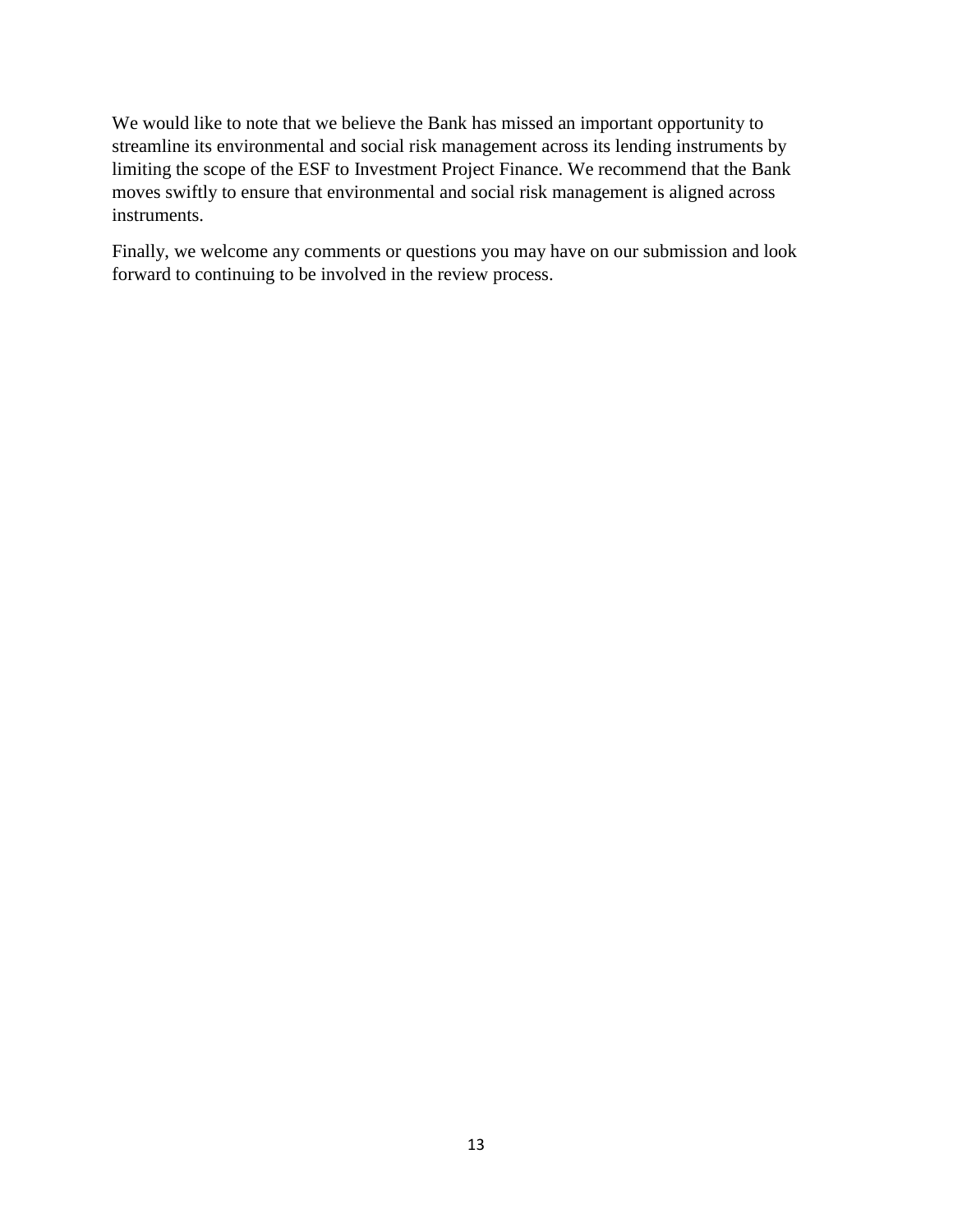We would like to note that we believe the Bank has missed an important opportunity to streamline its environmental and social risk management across its lending instruments by limiting the scope of the ESF to Investment Project Finance. We recommend that the Bank moves swiftly to ensure that environmental and social risk management is aligned across instruments.

Finally, we welcome any comments or questions you may have on our submission and look forward to continuing to be involved in the review process.